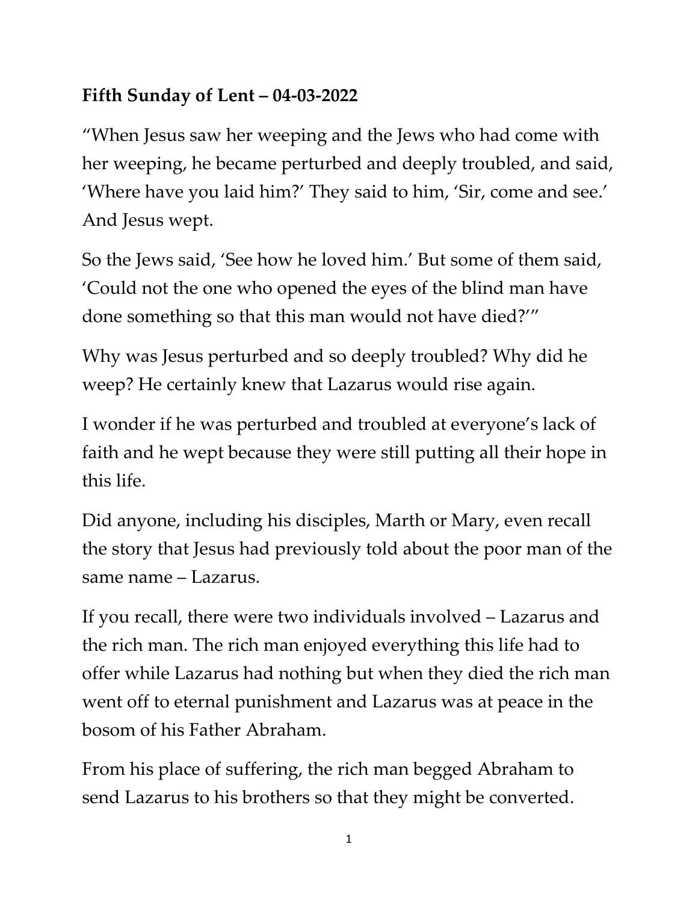**Fifth Sunday of Lent – 04-03-2022**

"When Jesus saw her weeping and the Jews who had come with her weeping, he became perturbed and deeply troubled, and said, 'Where have you laid him?' They said to him, 'Sir, come and see.' And Jesus wept.

So the Jews said, 'See how he loved him.' But some of them said, 'Could not the one who opened the eyes of the blind man have done something so that this man would not have died?'"

Why was Jesus perturbed and so deeply troubled? Why did he weep? He certainly knew that Lazarus would rise again.

I wonder if he was perturbed and troubled at everyone's lack of faith and he wept because they were still putting all their hope in this life.

Did anyone, including his disciples, Marth or Mary, even recall the story that Jesus had previously told about the poor man of the same name – Lazarus.

If you recall, there were two individuals involved – Lazarus and the rich man. The rich man enjoyed everything this life had to offer while Lazarus had nothing but when they died the rich man went off to eternal punishment and Lazarus was at peace in the bosom of his Father Abraham.

From his place of suffering, the rich man begged Abraham to send Lazarus to his brothers so that they might be converted.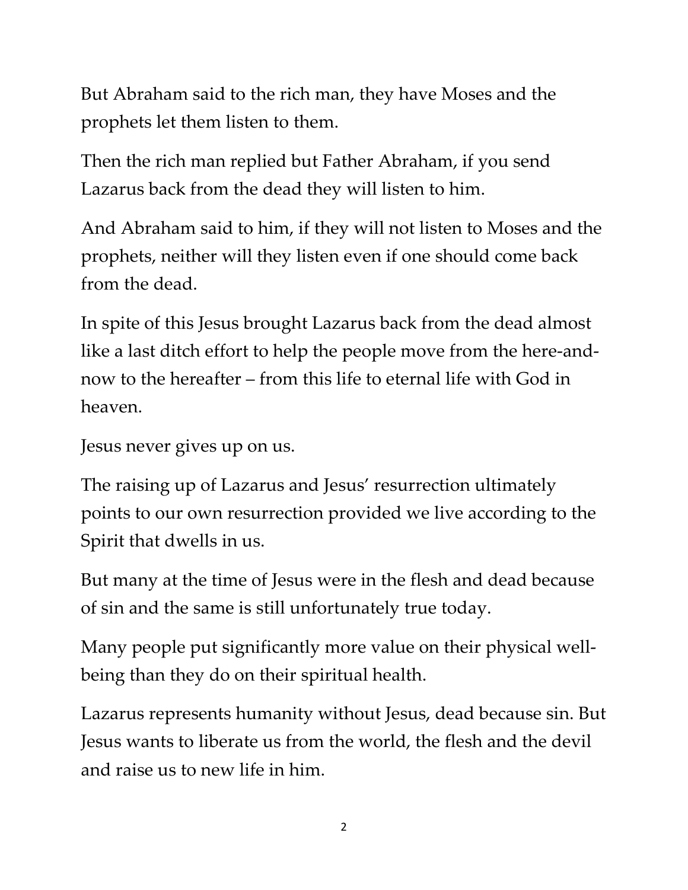But Abraham said to the rich man, they have Moses and the prophets let them listen to them.

Then the rich man replied but Father Abraham, if you send Lazarus back from the dead they will listen to him.

And Abraham said to him, if they will not listen to Moses and the prophets, neither will they listen even if one should come back from the dead.

In spite of this Jesus brought Lazarus back from the dead almost like a last ditch effort to help the people move from the here-and-now to the hereafter – from this life to eternal life with God in heaven.

Jesus never gives up on us.

The raising up of Lazarus and Jesus' resurrection ultimately points to our own resurrection provided we live according to the Spirit that dwells in us.

But many at the time of Jesus were in the flesh and dead because of sin and the same is still unfortunately true today.

Many people put significantly more value on their physical well-being than they do on their spiritual health.

Lazarus represents humanity without Jesus, dead because sin. But Jesus wants to liberate us from the world, the flesh and the devil and raise us to new life in him.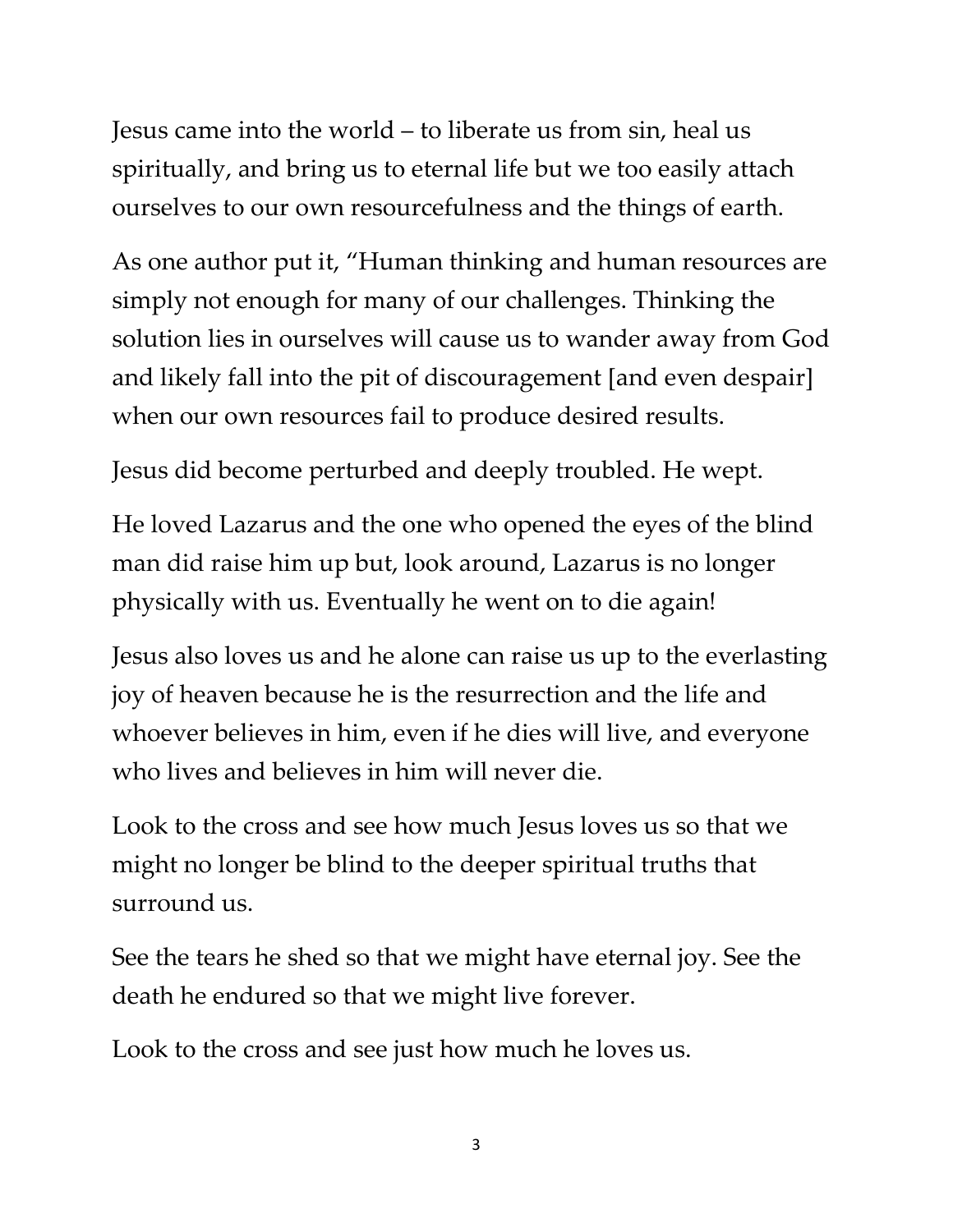Jesus came into the world – to liberate us from sin, heal us spiritually, and bring us to eternal life but we too easily attach ourselves to our own resourcefulness and the things of earth.

As one author put it, "Human thinking and human resources are simply not enough for many of our challenges. Thinking the solution lies in ourselves will cause us to wander away from God and likely fall into the pit of discouragement [and even despair] when our own resources fail to produce desired results.

Jesus did become perturbed and deeply troubled. He wept.

He loved Lazarus and the one who opened the eyes of the blind man did raise him up but, look around, Lazarus is no longer physically with us. Eventually he went on to die again!

Jesus also loves us and he alone can raise us up to the everlasting joy of heaven because he is the resurrection and the life and whoever believes in him, even if he dies will live, and everyone who lives and believes in him will never die.

Look to the cross and see how much Jesus loves us so that we might no longer be blind to the deeper spiritual truths that surround us.

See the tears he shed so that we might have eternal joy. See the death he endured so that we might live forever.

Look to the cross and see just how much he loves us.